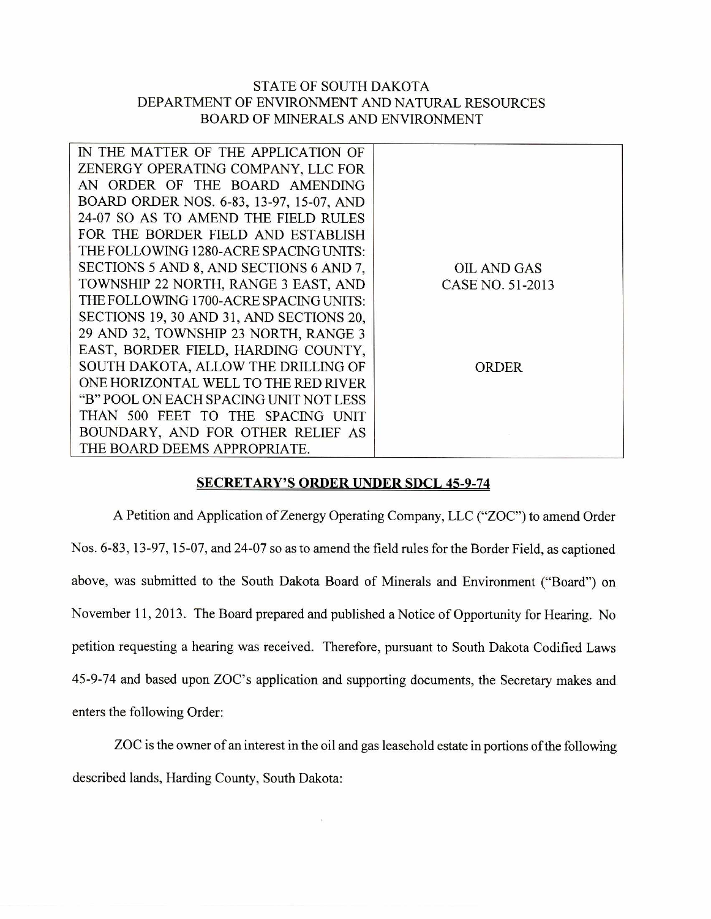STATE OF SOUTH DAKOTA
DEPARTMENT OF ENVIRONMENT AND NATURAL RESOURCES
BOARD OF MINERALS AND ENVIRONMENT

| IN THE MATTER OF THE APPLICATION OF ZENERGY OPERATING COMPANY, LLC FOR AN ORDER OF THE BOARD AMENDING BOARD ORDER NOS. 6-83, 13-97, 15-07, AND 24-07 SO AS TO AMEND THE FIELD RULES FOR THE BORDER FIELD AND ESTABLISH THE FOLLOWING 1280-ACRE SPACING UNITS: SECTIONS 5 AND 8, AND SECTIONS 6 AND 7, TOWNSHIP 22 NORTH, RANGE 3 EAST, AND THE FOLLOWING 1700-ACRE SPACING UNITS: SECTIONS 19, 30 AND 31, AND SECTIONS 20, 29 AND 32, TOWNSHIP 23 NORTH, RANGE 3 EAST, BORDER FIELD, HARDING COUNTY, SOUTH DAKOTA, ALLOW THE DRILLING OF ONE HORIZONTAL WELL TO THE RED RIVER "B" POOL ON EACH SPACING UNIT NOT LESS THAN 500 FEET TO THE SPACING UNIT BOUNDARY, AND FOR OTHER RELIEF AS THE BOARD DEEMS APPROPRIATE. | OIL AND GAS CASE NO. 51-2013<br><br>ORDER |
|---|---|

## SECRETARY'S ORDER UNDER SDCL 45-9-74

A Petition and Application of Zenergy Operating Company, LLC ("ZOC") to amend Order Nos. 6-83, 13-97, 15-07, and 24-07 so as to amend the field rules for the Border Field, as captioned above, was submitted to the South Dakota Board of Minerals and Environment ("Board") on November 11, 2013. The Board prepared and published a Notice of Opportunity for Hearing. No petition requesting a hearing was received. Therefore, pursuant to South Dakota Codified Laws 45-9-74 and based upon ZOC's application and supporting documents, the Secretary makes and enters the following Order:

ZOC is the owner of an interest in the oil and gas leasehold estate in portions of the following described lands, Harding County, South Dakota: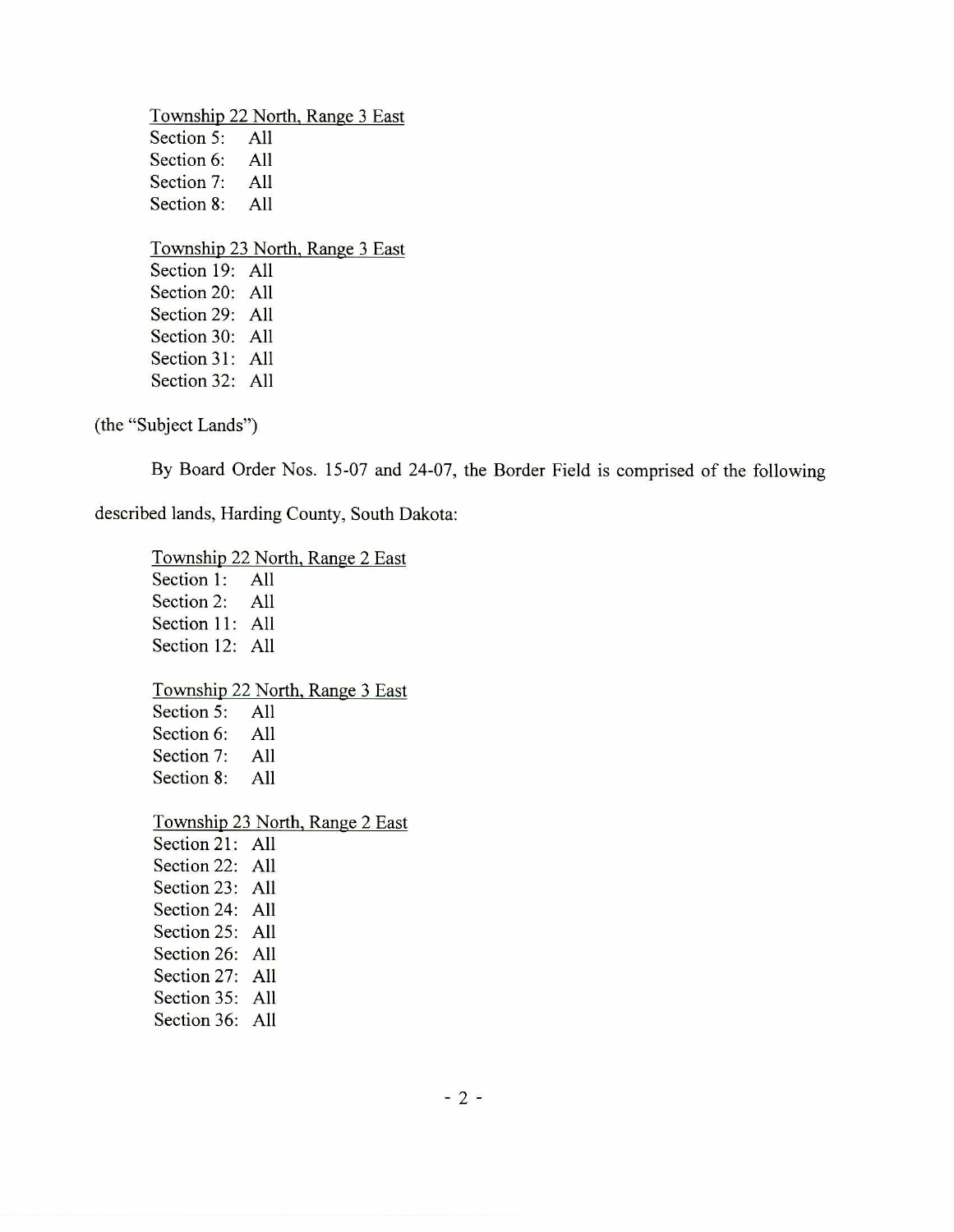Township 22 North, Range 3 East
Section 5: All
Section 6: All
Section 7: All
Section 8: All

Township 23 North, Range 3 East
Section 19: All
Section 20: All
Section 29: All
Section 30: All
Section 31: All
Section 32: All

(the "Subject Lands")

By Board Order Nos. 15-07 and 24-07, the Border Field is comprised of the following described lands, Harding County, South Dakota:

Township 22 North, Range 2 East
Section 1: All
Section 2: All
Section 11: All
Section 12: All

Township 22 North, Range 3 East
Section 5: All
Section 6: All
Section 7: All
Section 8: All

Township 23 North, Range 2 East
Section 21: All
Section 22: All
Section 23: All
Section 24: All
Section 25: All
Section 26: All
Section 27: All
Section 35: All
Section 36: All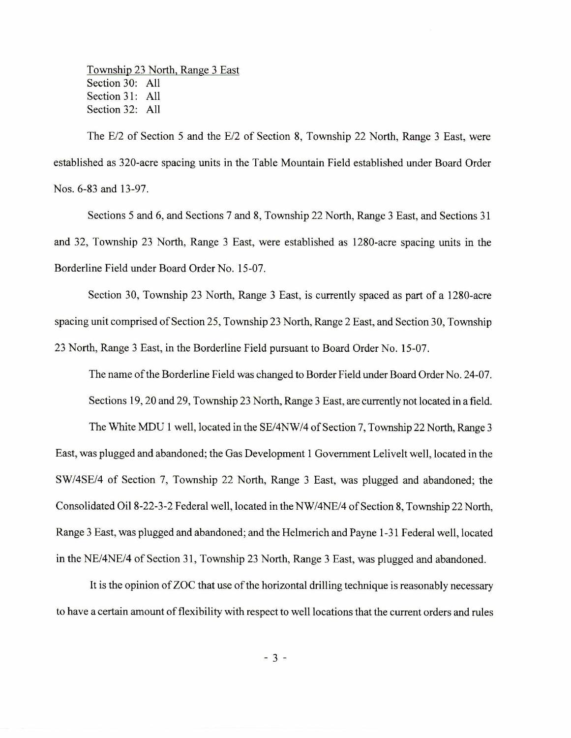Township 23 North, Range 3 East
Section 30: All
Section 31: All
Section 32: All

The E/2 of Section 5 and the E/2 of Section 8, Township 22 North, Range 3 East, were established as 320-acre spacing units in the Table Mountain Field established under Board Order Nos. 6-83 and 13-97.

Sections 5 and 6, and Sections 7 and 8, Township 22 North, Range 3 East, and Sections 31 and 32, Township 23 North, Range 3 East, were established as 1280-acre spacing units in the Borderline Field under Board Order No. 15-07.

Section 30, Township 23 North, Range 3 East, is currently spaced as part of a 1280-acre spacing unit comprised of Section 25, Township 23 North, Range 2 East, and Section 30, Township 23 North, Range 3 East, in the Borderline Field pursuant to Board Order No. 15-07.

The name of the Borderline Field was changed to Border Field under Board Order No. 24-07.

Sections 19, 20 and 29, Township 23 North, Range 3 East, are currently not located in a field.

The White MDU 1 well, located in the SE/4NW/4 of Section 7, Township 22 North, Range 3 East, was plugged and abandoned; the Gas Development 1 Government Lelivelt well, located in the SW/4SE/4 of Section 7, Township 22 North, Range 3 East, was plugged and abandoned; the Consolidated Oil 8-22-3-2 Federal well, located in the NW/4NE/4 of Section 8, Township 22 North, Range 3 East, was plugged and abandoned; and the Helmerich and Payne 1-31 Federal well, located in the NE/4NE/4 of Section 31, Township 23 North, Range 3 East, was plugged and abandoned.

It is the opinion of ZOC that use of the horizontal drilling technique is reasonably necessary to have a certain amount of flexibility with respect to well locations that the current orders and rules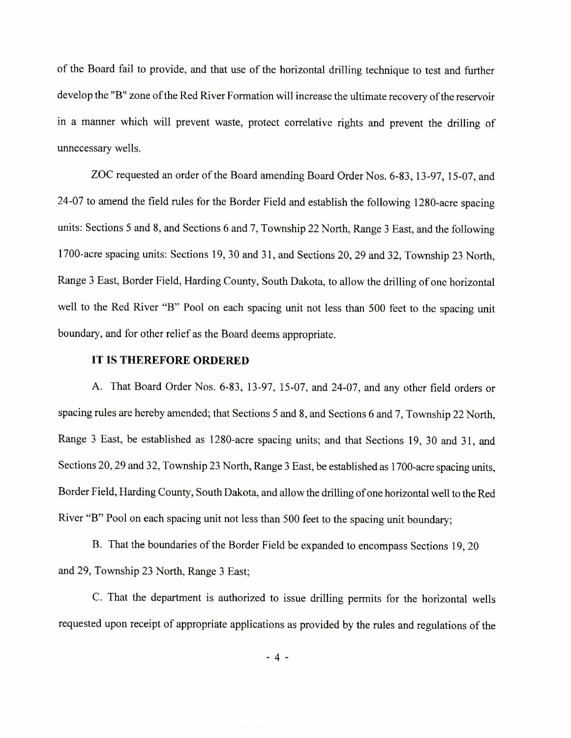of the Board fail to provide, and that use of the horizontal drilling technique to test and further develop the "B" zone of the Red River Formation will increase the ultimate recovery of the reservoir in a manner which will prevent waste, protect correlative rights and prevent the drilling of unnecessary wells.

ZOC requested an order of the Board amending Board Order Nos. 6-83, 13-97, 15-07, and 24-07 to amend the field rules for the Border Field and establish the following 1280-acre spacing units: Sections 5 and 8, and Sections 6 and 7, Township 22 North, Range 3 East, and the following 1700-acre spacing units: Sections 19, 30 and 31, and Sections 20, 29 and 32, Township 23 North, Range 3 East, Border Field, Harding County, South Dakota, to allow the drilling of one horizontal well to the Red River "B" Pool on each spacing unit not less than 500 feet to the spacing unit boundary, and for other relief as the Board deems appropriate.

**IT IS THEREFORE ORDERED**

A. That Board Order Nos. 6-83, 13-97, 15-07, and 24-07, and any other field orders or spacing rules are hereby amended; that Sections 5 and 8, and Sections 6 and 7, Township 22 North, Range 3 East, be established as 1280-acre spacing units; and that Sections 19, 30 and 31, and Sections 20, 29 and 32, Township 23 North, Range 3 East, be established as 1700-acre spacing units, Border Field, Harding County, South Dakota, and allow the drilling of one horizontal well to the Red River "B" Pool on each spacing unit not less than 500 feet to the spacing unit boundary;

B. That the boundaries of the Border Field be expanded to encompass Sections 19, 20 and 29, Township 23 North, Range 3 East;

C. That the department is authorized to issue drilling permits for the horizontal wells requested upon receipt of appropriate applications as provided by the rules and regulations of the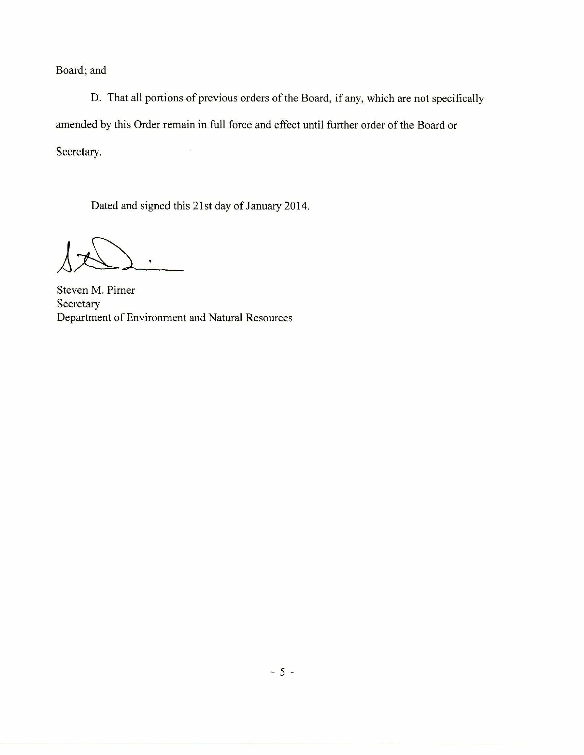Board; and

D. That all portions of previous orders of the Board, if any, which are not specifically amended by this Order remain in full force and effect until further order of the Board or Secretary.

Dated and signed this 21st day of January 2014.

Steven M. Pirner
Secretary
Department of Environment and Natural Resources